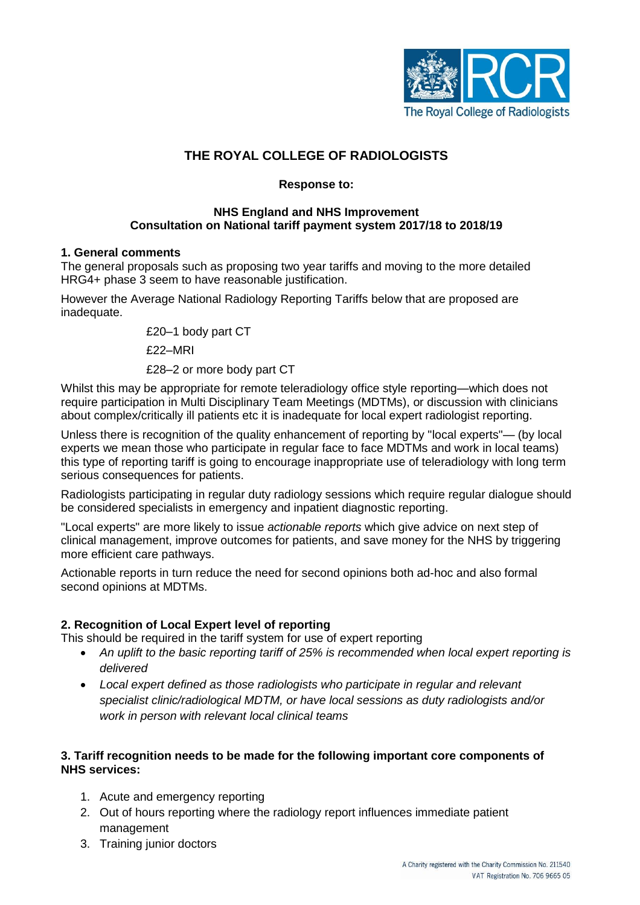# THE ROYAL COLLEGE OF RADIOLOGISTS

**Response to:**

**NHS England and NHS Improvement**
**Consultation on National tariff payment system 2017/18 to 2018/19**

## 1. General comments

The general proposals such as proposing two year tariffs and moving to the more detailed HRG4+ phase 3 seem to have reasonable justification.

However the Average National Radiology Reporting Tariffs below that are proposed are inadequate.

£20–1 body part CT

£22–MRI

£28–2 or more body part CT

Whilst this may be appropriate for remote teleradiology office style reporting—which does not require participation in Multi Disciplinary Team Meetings (MDTMs), or discussion with clinicians about complex/critically ill patients etc it is inadequate for local expert radiologist reporting.

Unless there is recognition of the quality enhancement of reporting by "local experts"— (by local experts we mean those who participate in regular face to face MDTMs and work in local teams) this type of reporting tariff is going to encourage inappropriate use of teleradiology with long term serious consequences for patients.

Radiologists participating in regular duty radiology sessions which require regular dialogue should be considered specialists in emergency and inpatient diagnostic reporting.

"Local experts" are more likely to issue *actionable reports* which give advice on next step of clinical management, improve outcomes for patients, and save money for the NHS by triggering more efficient care pathways.

Actionable reports in turn reduce the need for second opinions both ad-hoc and also formal second opinions at MDTMs.

## 2. Recognition of Local Expert level of reporting

This should be required in the tariff system for use of expert reporting

- *An uplift to the basic reporting tariff of 25% is recommended when local expert reporting is delivered*
- *Local expert defined as those radiologists who participate in regular and relevant specialist clinic/radiological MDTM, or have local sessions as duty radiologists and/or work in person with relevant local clinical teams*

## 3. Tariff recognition needs to be made for the following important core components of NHS services:

1. Acute and emergency reporting
2. Out of hours reporting where the radiology report influences immediate patient management
3. Training junior doctors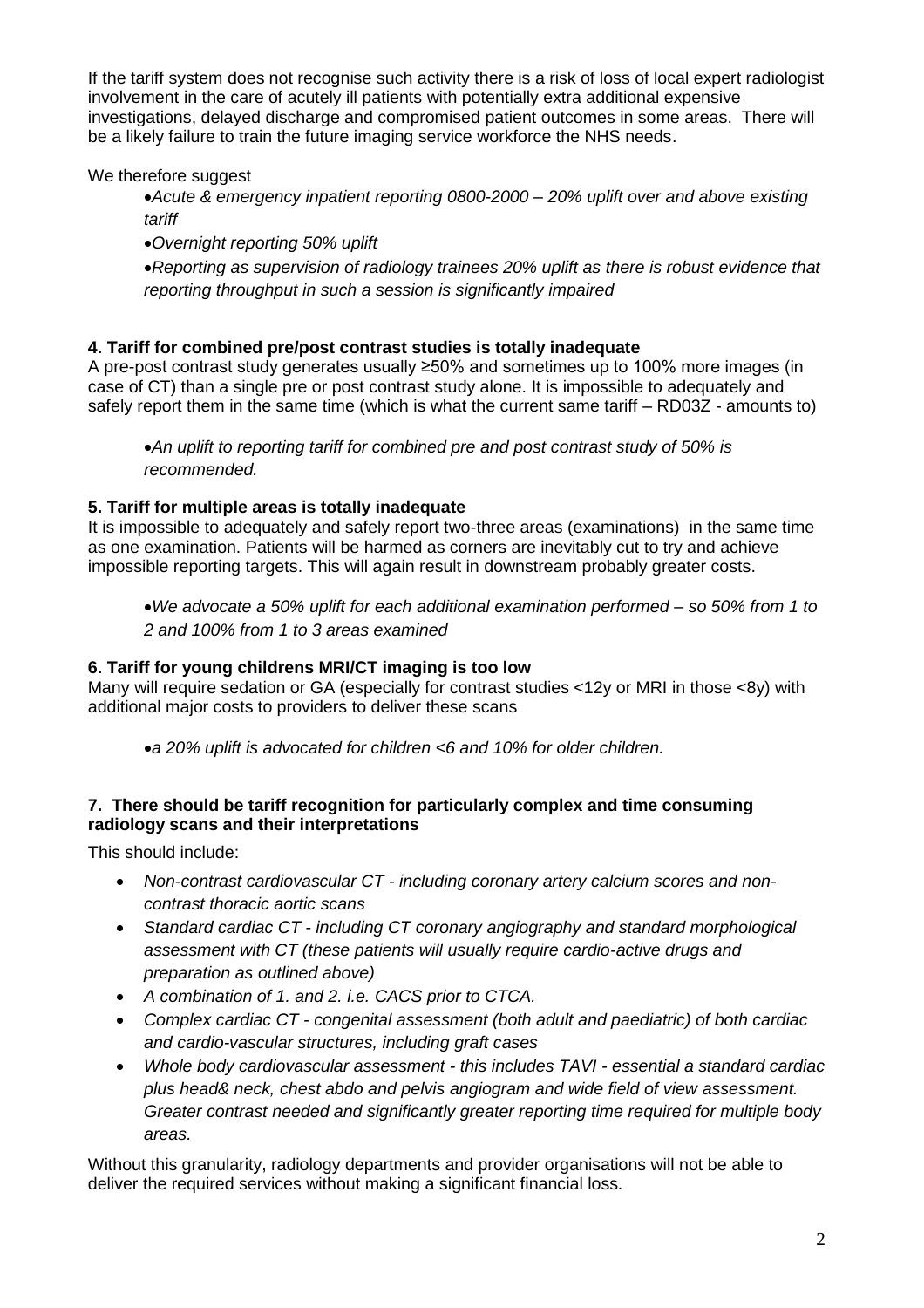If the tariff system does not recognise such activity there is a risk of loss of local expert radiologist involvement in the care of acutely ill patients with potentially extra additional expensive investigations, delayed discharge and compromised patient outcomes in some areas. There will be a likely failure to train the future imaging service workforce the NHS needs.

We therefore suggest

- *Acute & emergency inpatient reporting 0800-2000 – 20% uplift over and above existing tariff*
- *Overnight reporting 50% uplift*
- *Reporting as supervision of radiology trainees 20% uplift as there is robust evidence that reporting throughput in such a session is significantly impaired*

**4. Tariff for combined pre/post contrast studies is totally inadequate**

A pre-post contrast study generates usually ≥50% and sometimes up to 100% more images (in case of CT) than a single pre or post contrast study alone. It is impossible to adequately and safely report them in the same time (which is what the current same tariff – RD03Z - amounts to)

- *An uplift to reporting tariff for combined pre and post contrast study of 50% is recommended.*

**5. Tariff for multiple areas is totally inadequate**

It is impossible to adequately and safely report two-three areas (examinations) in the same time as one examination. Patients will be harmed as corners are inevitably cut to try and achieve impossible reporting targets. This will again result in downstream probably greater costs.

- *We advocate a 50% uplift for each additional examination performed – so 50% from 1 to 2 and 100% from 1 to 3 areas examined*

**6. Tariff for young childrens MRI/CT imaging is too low**

Many will require sedation or GA (especially for contrast studies <12y or MRI in those <8y) with additional major costs to providers to deliver these scans

- *a 20% uplift is advocated for children <6 and 10% for older children.*

**7. There should be tariff recognition for particularly complex and time consuming radiology scans and their interpretations**

This should include:

- *Non-contrast cardiovascular CT - including coronary artery calcium scores and non-contrast thoracic aortic scans*
- *Standard cardiac CT - including CT coronary angiography and standard morphological assessment with CT (these patients will usually require cardio-active drugs and preparation as outlined above)*
- *A combination of 1. and 2. i.e. CACS prior to CTCA.*
- *Complex cardiac CT - congenital assessment (both adult and paediatric) of both cardiac and cardio-vascular structures, including graft cases*
- *Whole body cardiovascular assessment - this includes TAVI - essential a standard cardiac plus head& neck, chest abdo and pelvis angiogram and wide field of view assessment. Greater contrast needed and significantly greater reporting time required for multiple body areas.*

Without this granularity, radiology departments and provider organisations will not be able to deliver the required services without making a significant financial loss.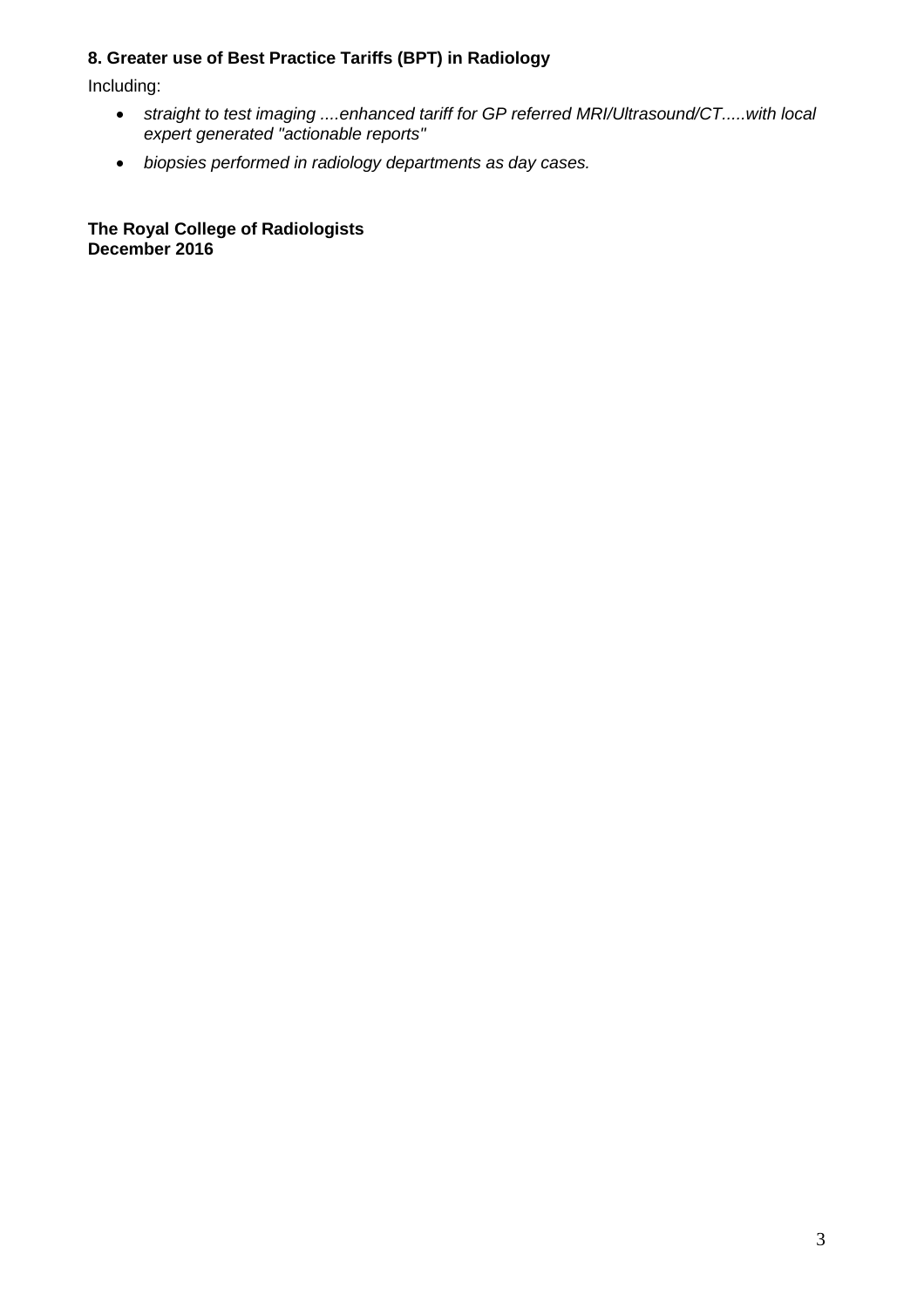### 8. Greater use of Best Practice Tariffs (BPT) in Radiology

Including:

- *straight to test imaging ....enhanced tariff for GP referred MRI/Ultrasound/CT.....with local expert generated "actionable reports"*
- *biopsies performed in radiology departments as day cases.*

**The Royal College of Radiologists**
**December 2016**